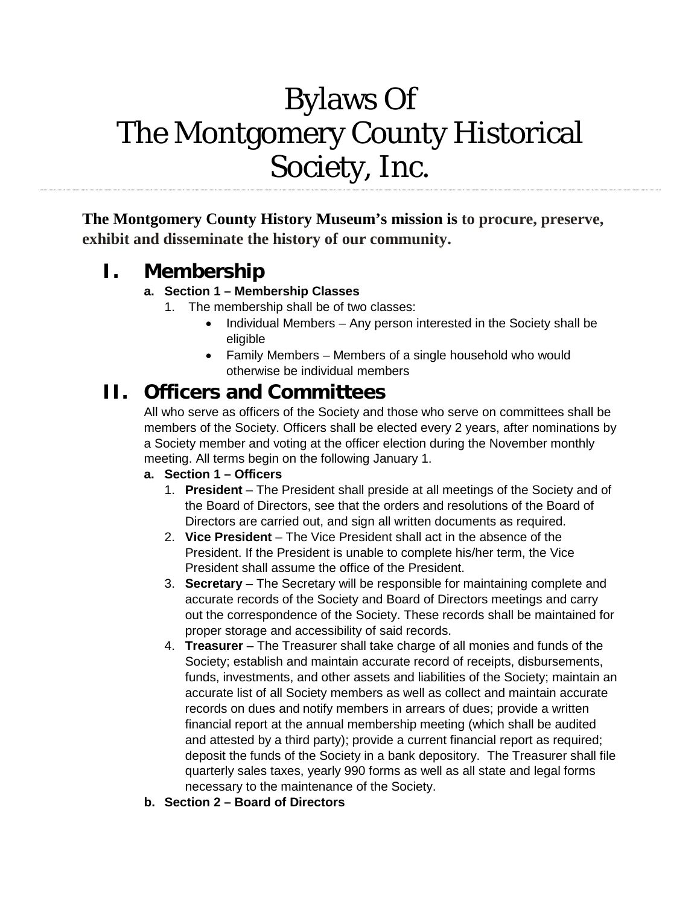# Bylaws Of The Montgomery County Historical Society, Inc.

**The Montgomery County History Museum's mission is to procure, preserve, exhibit and disseminate the history of our community.**

## I. Membership

### a. Section 1 – Membership Classes

1. The membership shall be of two classes:
   - Individual Members – Any person interested in the Society shall be eligible
   - Family Members – Members of a single household who would otherwise be individual members

## II. Officers and Committees

All who serve as officers of the Society and those who serve on committees shall be members of the Society. Officers shall be elected every 2 years, after nominations by a Society member and voting at the officer election during the November monthly meeting. All terms begin on the following January 1.

### a. Section 1 – Officers

1. **President** – The President shall preside at all meetings of the Society and of the Board of Directors, see that the orders and resolutions of the Board of Directors are carried out, and sign all written documents as required.
2. **Vice President** – The Vice President shall act in the absence of the President. If the President is unable to complete his/her term, the Vice President shall assume the office of the President.
3. **Secretary** – The Secretary will be responsible for maintaining complete and accurate records of the Society and Board of Directors meetings and carry out the correspondence of the Society. These records shall be maintained for proper storage and accessibility of said records.
4. **Treasurer** – The Treasurer shall take charge of all monies and funds of the Society; establish and maintain accurate record of receipts, disbursements, funds, investments, and other assets and liabilities of the Society; maintain an accurate list of all Society members as well as collect and maintain accurate records on dues and notify members in arrears of dues; provide a written financial report at the annual membership meeting (which shall be audited and attested by a third party); provide a current financial report as required; deposit the funds of the Society in a bank depository. The Treasurer shall file quarterly sales taxes, yearly 990 forms as well as all state and legal forms necessary to the maintenance of the Society.

### b. Section 2 – Board of Directors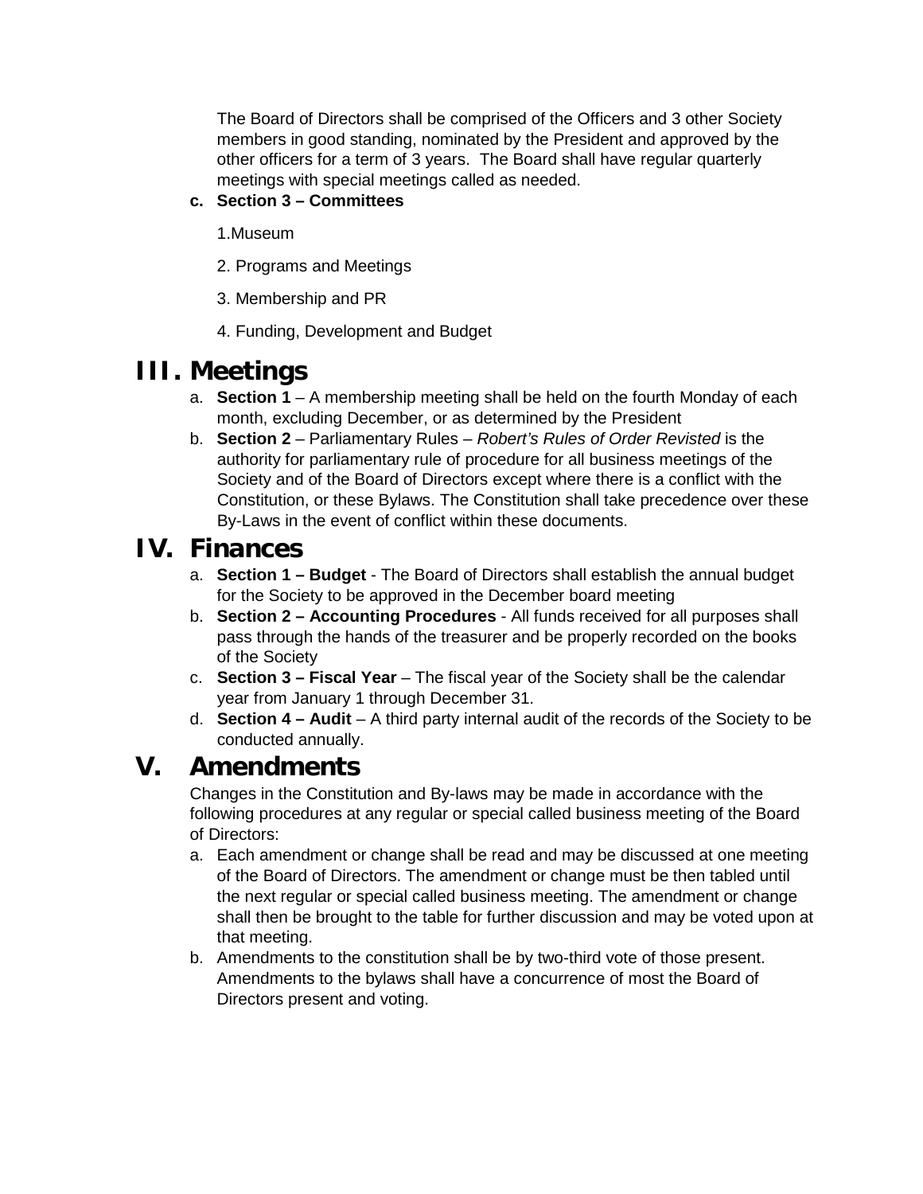The Board of Directors shall be comprised of the Officers and 3 other Society members in good standing, nominated by the President and approved by the other officers for a term of 3 years. The Board shall have regular quarterly meetings with special meetings called as needed.

c. **Section 3 – Committees**

   1.Museum

   2. Programs and Meetings

   3. Membership and PR

   4. Funding, Development and Budget

# III. Meetings

a. **Section 1** – A membership meeting shall be held on the fourth Monday of each month, excluding December, or as determined by the President
b. **Section 2** – Parliamentary Rules – *Robert's Rules of Order Revisted* is the authority for parliamentary rule of procedure for all business meetings of the Society and of the Board of Directors except where there is a conflict with the Constitution, or these Bylaws. The Constitution shall take precedence over these By-Laws in the event of conflict within these documents.

# IV. Finances

a. **Section 1 – Budget** - The Board of Directors shall establish the annual budget for the Society to be approved in the December board meeting
b. **Section 2 – Accounting Procedures** - All funds received for all purposes shall pass through the hands of the treasurer and be properly recorded on the books of the Society
c. **Section 3 – Fiscal Year** – The fiscal year of the Society shall be the calendar year from January 1 through December 31.
d. **Section 4 – Audit** – A third party internal audit of the records of the Society to be conducted annually.

# V. Amendments

Changes in the Constitution and By-laws may be made in accordance with the following procedures at any regular or special called business meeting of the Board of Directors:

a. Each amendment or change shall be read and may be discussed at one meeting of the Board of Directors. The amendment or change must be then tabled until the next regular or special called business meeting. The amendment or change shall then be brought to the table for further discussion and may be voted upon at that meeting.
b. Amendments to the constitution shall be by two-third vote of those present. Amendments to the bylaws shall have a concurrence of most the Board of Directors present and voting.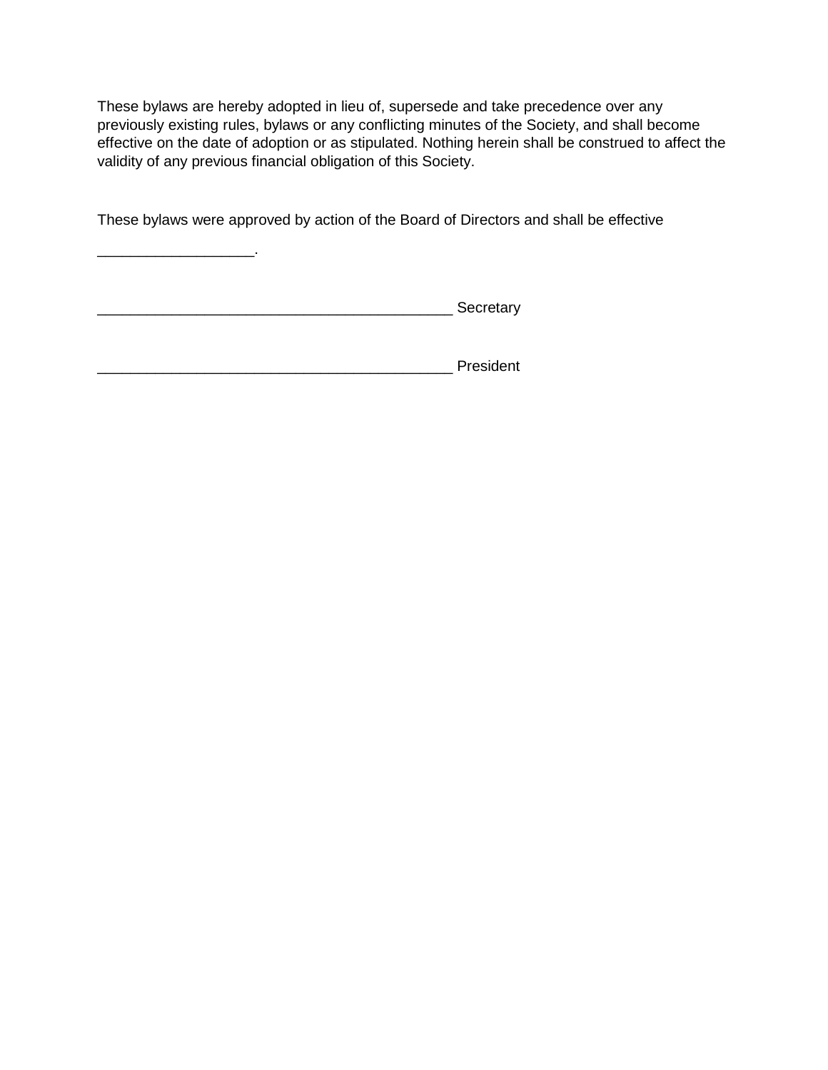These bylaws are hereby adopted in lieu of, supersede and take precedence over any previously existing rules, bylaws or any conflicting minutes of the Society, and shall become effective on the date of adoption or as stipulated. Nothing herein shall be construed to affect the validity of any previous financial obligation of this Society.

These bylaws were approved by action of the Board of Directors and shall be effective

___________________.

___________________________________________ Secretary

___________________________________________ President